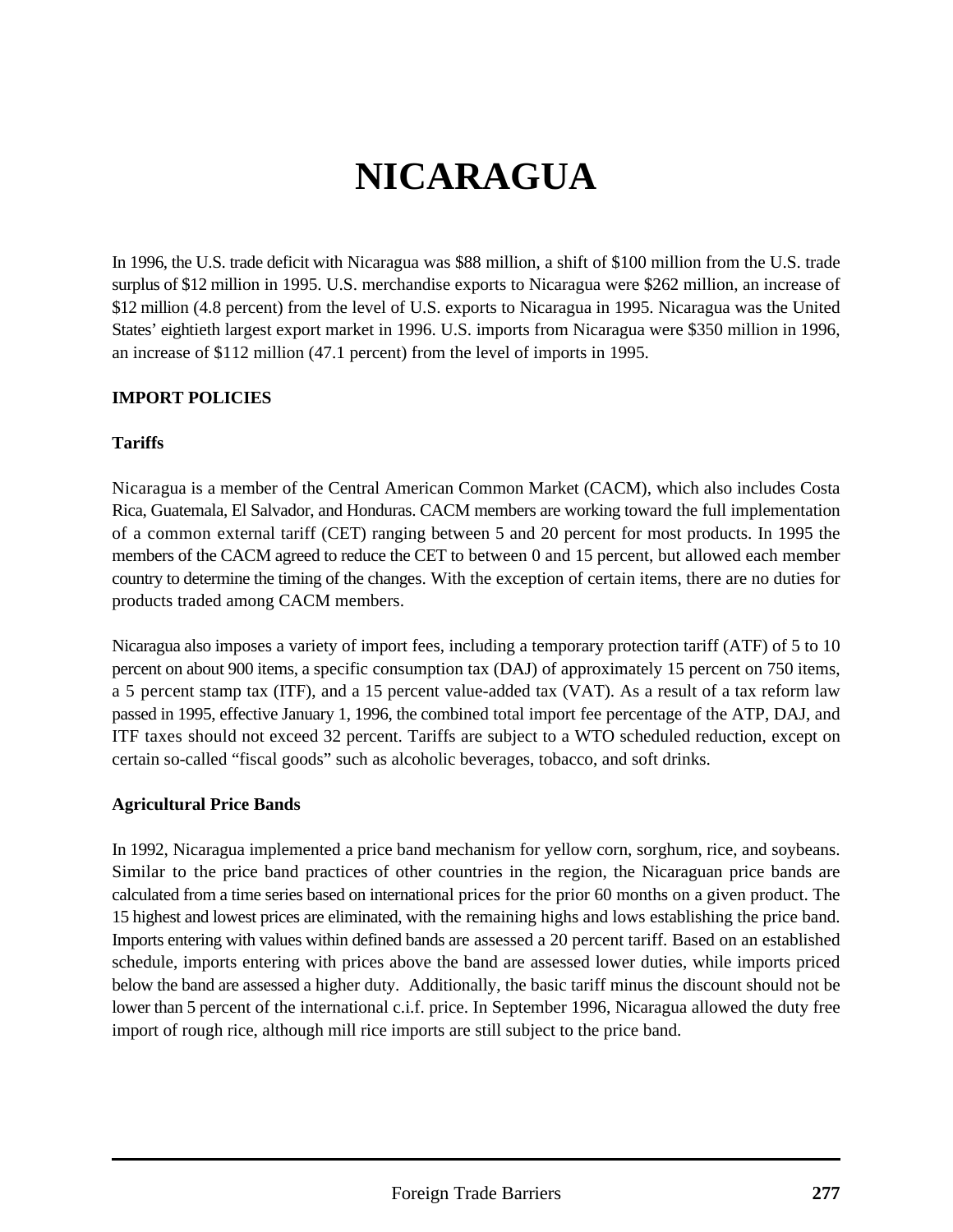# NICARAGUA

In 1996, the U.S. trade deficit with Nicaragua was $88 million, a shift of $100 million from the U.S. trade surplus of $12 million in 1995. U.S. merchandise exports to Nicaragua were $262 million, an increase of $12 million (4.8 percent) from the level of U.S. exports to Nicaragua in 1995. Nicaragua was the United States' eightieth largest export market in 1996. U.S. imports from Nicaragua were $350 million in 1996, an increase of $112 million (47.1 percent) from the level of imports in 1995.

## IMPORT POLICIES

### Tariffs

Nicaragua is a member of the Central American Common Market (CACM), which also includes Costa Rica, Guatemala, El Salvador, and Honduras. CACM members are working toward the full implementation of a common external tariff (CET) ranging between 5 and 20 percent for most products. In 1995 the members of the CACM agreed to reduce the CET to between 0 and 15 percent, but allowed each member country to determine the timing of the changes. With the exception of certain items, there are no duties for products traded among CACM members.

Nicaragua also imposes a variety of import fees, including a temporary protection tariff (ATF) of 5 to 10 percent on about 900 items, a specific consumption tax (DAJ) of approximately 15 percent on 750 items, a 5 percent stamp tax (ITF), and a 15 percent value-added tax (VAT). As a result of a tax reform law passed in 1995, effective January 1, 1996, the combined total import fee percentage of the ATP, DAJ, and ITF taxes should not exceed 32 percent. Tariffs are subject to a WTO scheduled reduction, except on certain so-called "fiscal goods" such as alcoholic beverages, tobacco, and soft drinks.

### Agricultural Price Bands

In 1992, Nicaragua implemented a price band mechanism for yellow corn, sorghum, rice, and soybeans. Similar to the price band practices of other countries in the region, the Nicaraguan price bands are calculated from a time series based on international prices for the prior 60 months on a given product. The 15 highest and lowest prices are eliminated, with the remaining highs and lows establishing the price band. Imports entering with values within defined bands are assessed a 20 percent tariff. Based on an established schedule, imports entering with prices above the band are assessed lower duties, while imports priced below the band are assessed a higher duty. Additionally, the basic tariff minus the discount should not be lower than 5 percent of the international c.i.f. price. In September 1996, Nicaragua allowed the duty free import of rough rice, although mill rice imports are still subject to the price band.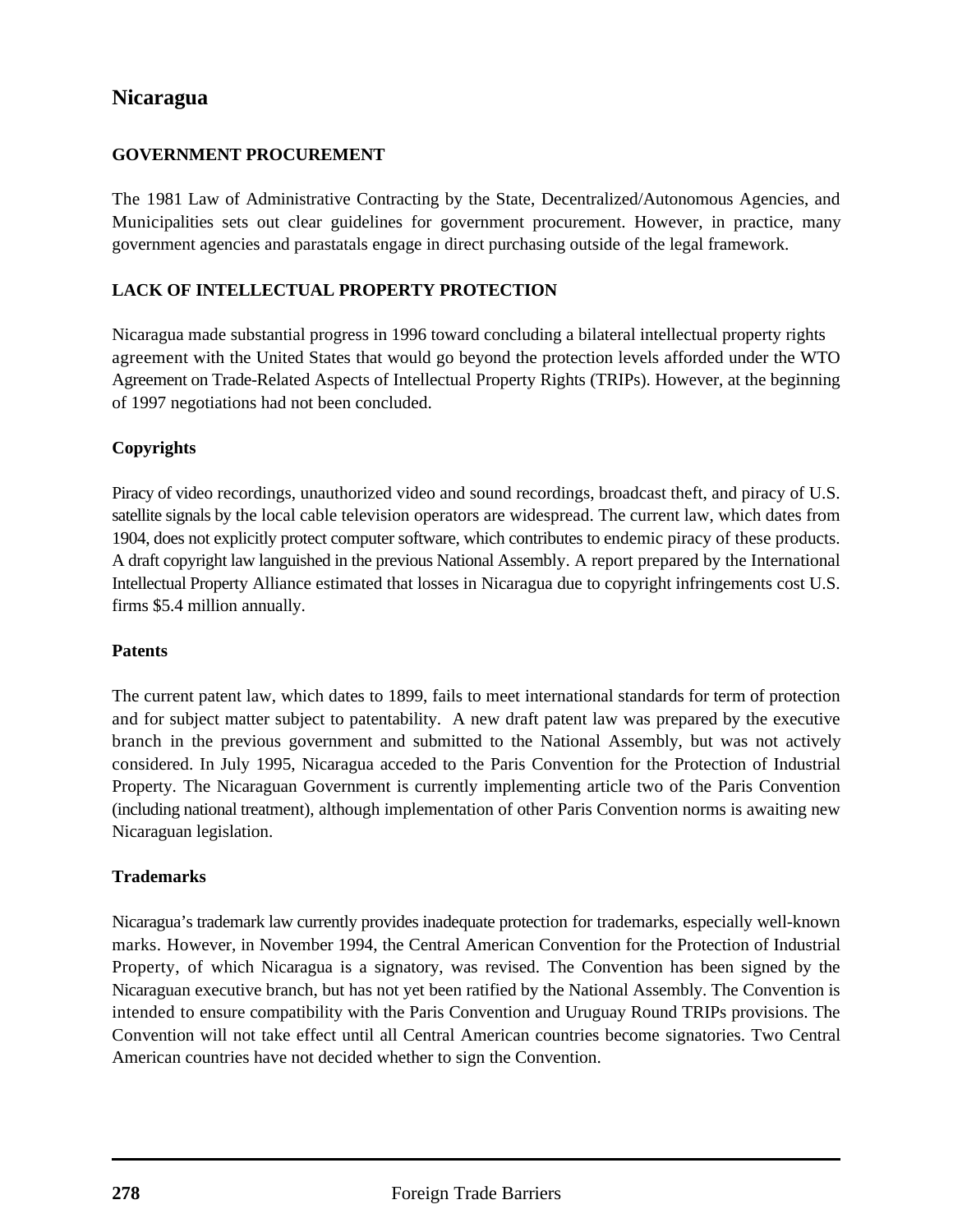# Nicaragua

## GOVERNMENT PROCUREMENT

The 1981 Law of Administrative Contracting by the State, Decentralized/Autonomous Agencies, and Municipalities sets out clear guidelines for government procurement. However, in practice, many government agencies and parastatals engage in direct purchasing outside of the legal framework.

## LACK OF INTELLECTUAL PROPERTY PROTECTION

Nicaragua made substantial progress in 1996 toward concluding a bilateral intellectual property rights agreement with the United States that would go beyond the protection levels afforded under the WTO Agreement on Trade-Related Aspects of Intellectual Property Rights (TRIPs). However, at the beginning of 1997 negotiations had not been concluded.

### Copyrights

Piracy of video recordings, unauthorized video and sound recordings, broadcast theft, and piracy of U.S. satellite signals by the local cable television operators are widespread. The current law, which dates from 1904, does not explicitly protect computer software, which contributes to endemic piracy of these products. A draft copyright law languished in the previous National Assembly. A report prepared by the International Intellectual Property Alliance estimated that losses in Nicaragua due to copyright infringements cost U.S. firms $5.4 million annually.

### Patents

The current patent law, which dates to 1899, fails to meet international standards for term of protection and for subject matter subject to patentability. A new draft patent law was prepared by the executive branch in the previous government and submitted to the National Assembly, but was not actively considered. In July 1995, Nicaragua acceded to the Paris Convention for the Protection of Industrial Property. The Nicaraguan Government is currently implementing article two of the Paris Convention (including national treatment), although implementation of other Paris Convention norms is awaiting new Nicaraguan legislation.

### Trademarks

Nicaragua's trademark law currently provides inadequate protection for trademarks, especially well-known marks. However, in November 1994, the Central American Convention for the Protection of Industrial Property, of which Nicaragua is a signatory, was revised. The Convention has been signed by the Nicaraguan executive branch, but has not yet been ratified by the National Assembly. The Convention is intended to ensure compatibility with the Paris Convention and Uruguay Round TRIPs provisions. The Convention will not take effect until all Central American countries become signatories. Two Central American countries have not decided whether to sign the Convention.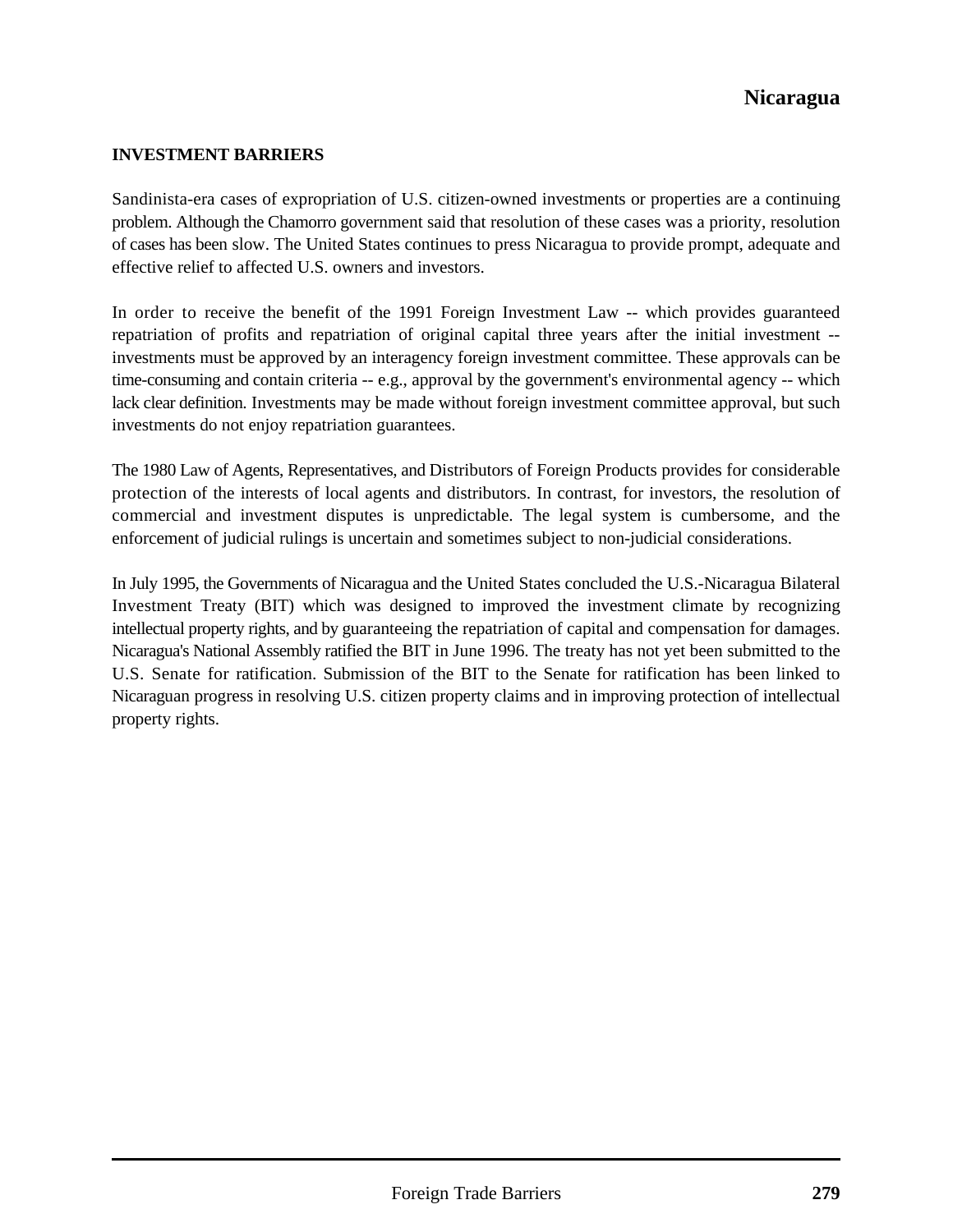## INVESTMENT BARRIERS

Sandinista-era cases of expropriation of U.S. citizen-owned investments or properties are a continuing problem. Although the Chamorro government said that resolution of these cases was a priority, resolution of cases has been slow. The United States continues to press Nicaragua to provide prompt, adequate and effective relief to affected U.S. owners and investors.

In order to receive the benefit of the 1991 Foreign Investment Law -- which provides guaranteed repatriation of profits and repatriation of original capital three years after the initial investment -- investments must be approved by an interagency foreign investment committee. These approvals can be time-consuming and contain criteria -- e.g., approval by the government's environmental agency -- which lack clear definition. Investments may be made without foreign investment committee approval, but such investments do not enjoy repatriation guarantees.

The 1980 Law of Agents, Representatives, and Distributors of Foreign Products provides for considerable protection of the interests of local agents and distributors. In contrast, for investors, the resolution of commercial and investment disputes is unpredictable. The legal system is cumbersome, and the enforcement of judicial rulings is uncertain and sometimes subject to non-judicial considerations.

In July 1995, the Governments of Nicaragua and the United States concluded the U.S.-Nicaragua Bilateral Investment Treaty (BIT) which was designed to improved the investment climate by recognizing intellectual property rights, and by guaranteeing the repatriation of capital and compensation for damages. Nicaragua's National Assembly ratified the BIT in June 1996. The treaty has not yet been submitted to the U.S. Senate for ratification. Submission of the BIT to the Senate for ratification has been linked to Nicaraguan progress in resolving U.S. citizen property claims and in improving protection of intellectual property rights.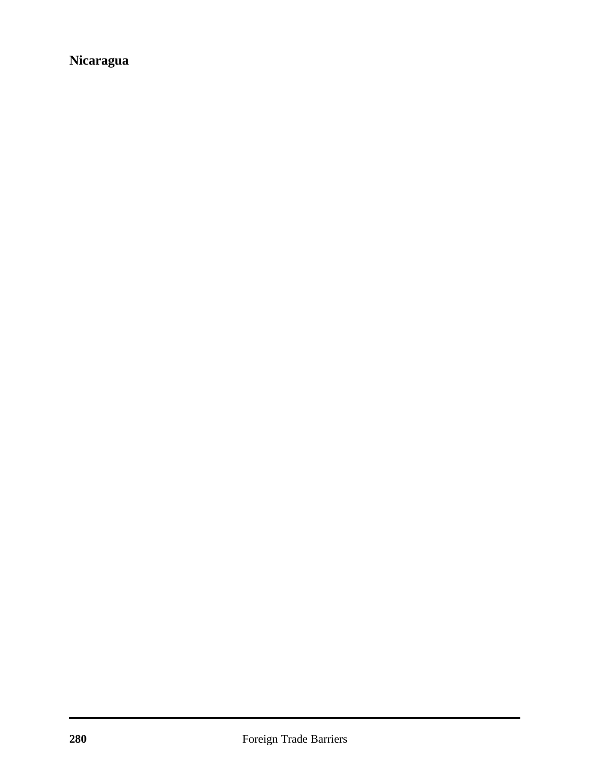## Nicaragua